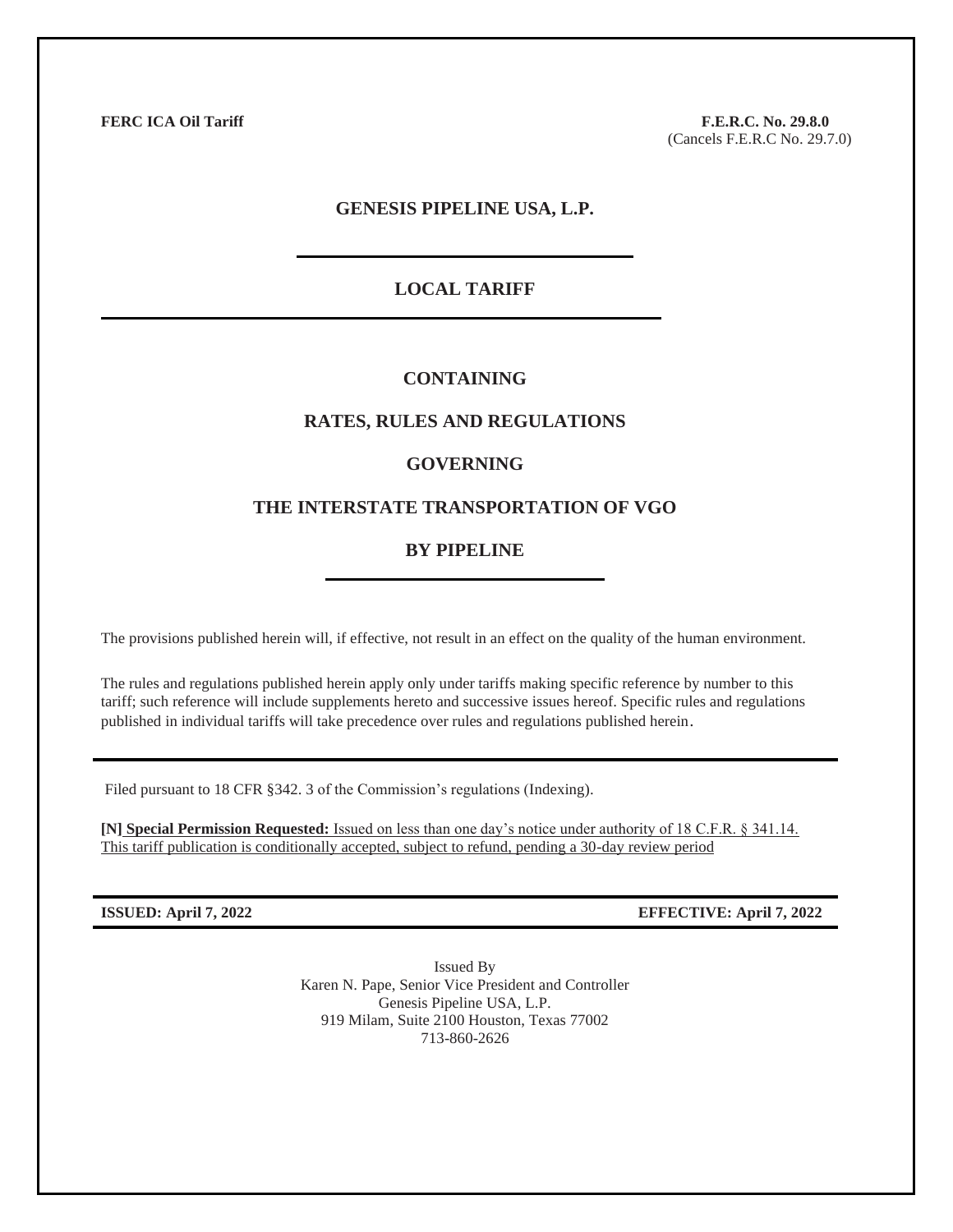**FERC ICA Oil Tariff**

**F.E.R.C. No. 29.8.0**
(Cancels F.E.R.C No. 29.7.0)

# GENESIS PIPELINE USA, L.P.

## LOCAL TARIFF

## CONTAINING

## RATES, RULES AND REGULATIONS

## GOVERNING

## THE INTERSTATE TRANSPORTATION OF VGO

## BY PIPELINE

The provisions published herein will, if effective, not result in an effect on the quality of the human environment.

The rules and regulations published herein apply only under tariffs making specific reference by number to this tariff; such reference will include supplements hereto and successive issues hereof. Specific rules and regulations published in individual tariffs will take precedence over rules and regulations published herein.

Filed pursuant to 18 CFR §342. 3 of the Commission's regulations (Indexing).

**[N] Special Permission Requested:** Issued on less than one day's notice under authority of 18 C.F.R. § 341.14. This tariff publication is conditionally accepted, subject to refund, pending a 30-day review period

**ISSUED: April 7, 2022** **EFFECTIVE: April 7, 2022**

Issued By
Karen N. Pape, Senior Vice President and Controller
Genesis Pipeline USA, L.P.
919 Milam, Suite 2100 Houston, Texas 77002
713-860-2626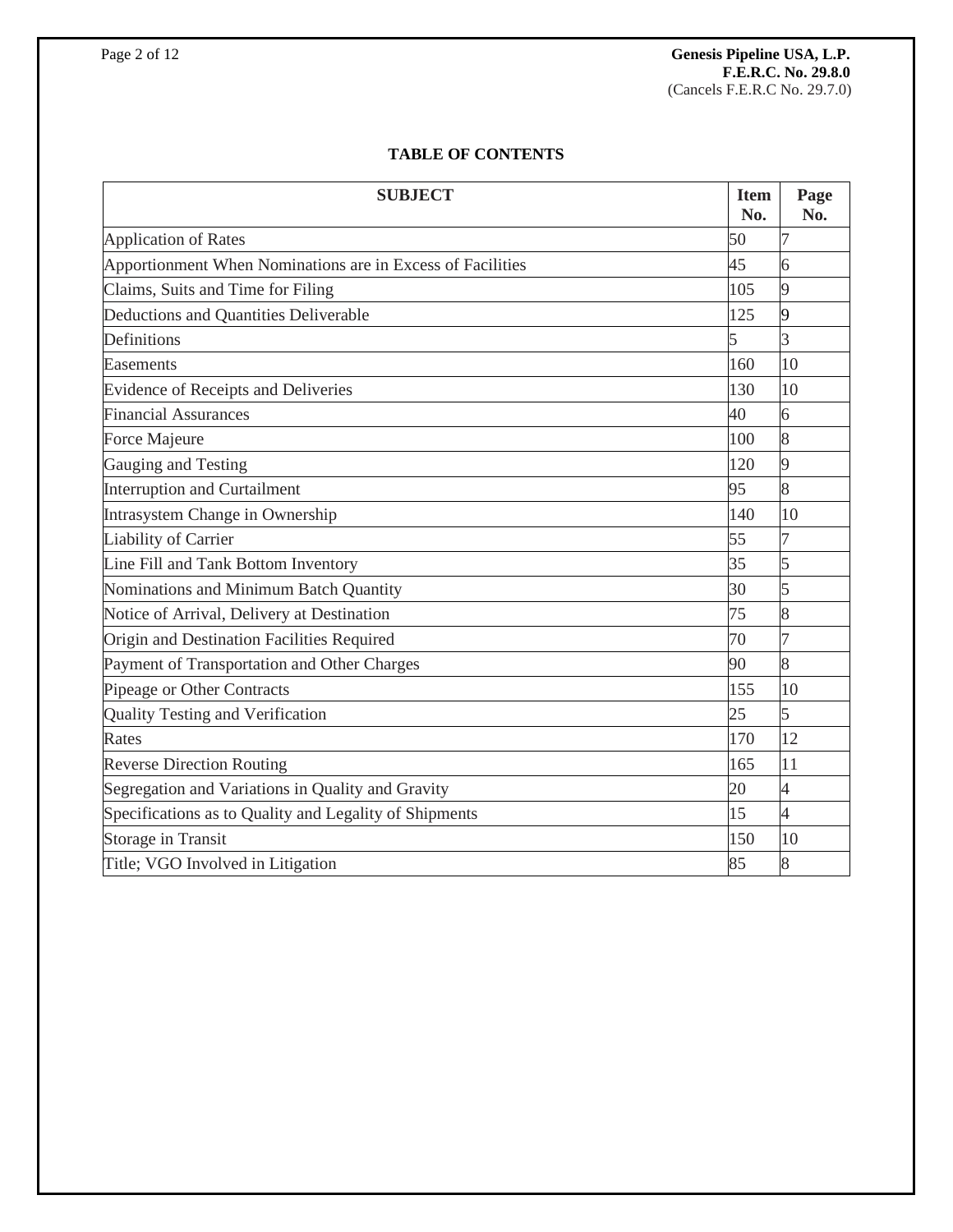## TABLE OF CONTENTS

| SUBJECT | Item No. | Page No. |
|---|---|---|
| Application of Rates | 50 | 7 |
| Apportionment When Nominations are in Excess of Facilities | 45 | 6 |
| Claims, Suits and Time for Filing | 105 | 9 |
| Deductions and Quantities Deliverable | 125 | 9 |
| Definitions | 5 | 3 |
| Easements | 160 | 10 |
| Evidence of Receipts and Deliveries | 130 | 10 |
| Financial Assurances | 40 | 6 |
| Force Majeure | 100 | 8 |
| Gauging and Testing | 120 | 9 |
| Interruption and Curtailment | 95 | 8 |
| Intrasystem Change in Ownership | 140 | 10 |
| Liability of Carrier | 55 | 7 |
| Line Fill and Tank Bottom Inventory | 35 | 5 |
| Nominations and Minimum Batch Quantity | 30 | 5 |
| Notice of Arrival, Delivery at Destination | 75 | 8 |
| Origin and Destination Facilities Required | 70 | 7 |
| Payment of Transportation and Other Charges | 90 | 8 |
| Pipeage or Other Contracts | 155 | 10 |
| Quality Testing and Verification | 25 | 5 |
| Rates | 170 | 12 |
| Reverse Direction Routing | 165 | 11 |
| Segregation and Variations in Quality and Gravity | 20 | 4 |
| Specifications as to Quality and Legality of Shipments | 15 | 4 |
| Storage in Transit | 150 | 10 |
| Title; VGO Involved in Litigation | 85 | 8 |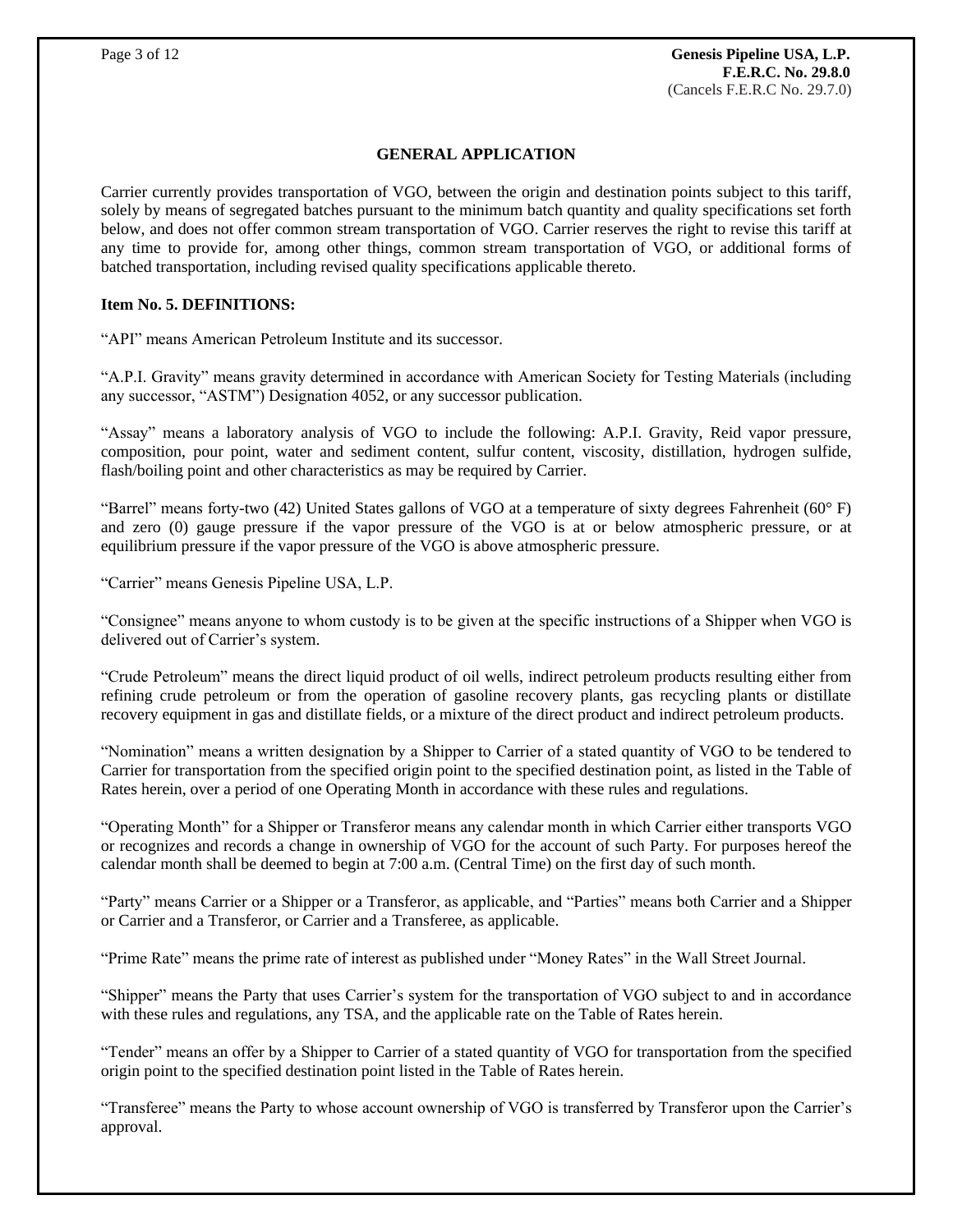## GENERAL APPLICATION

Carrier currently provides transportation of VGO, between the origin and destination points subject to this tariff, solely by means of segregated batches pursuant to the minimum batch quantity and quality specifications set forth below, and does not offer common stream transportation of VGO. Carrier reserves the right to revise this tariff at any time to provide for, among other things, common stream transportation of VGO, or additional forms of batched transportation, including revised quality specifications applicable thereto.

**Item No. 5. DEFINITIONS:**

"API" means American Petroleum Institute and its successor.

"A.P.I. Gravity" means gravity determined in accordance with American Society for Testing Materials (including any successor, "ASTM") Designation 4052, or any successor publication.

"Assay" means a laboratory analysis of VGO to include the following: A.P.I. Gravity, Reid vapor pressure, composition, pour point, water and sediment content, sulfur content, viscosity, distillation, hydrogen sulfide, flash/boiling point and other characteristics as may be required by Carrier.

"Barrel" means forty-two (42) United States gallons of VGO at a temperature of sixty degrees Fahrenheit (60° F) and zero (0) gauge pressure if the vapor pressure of the VGO is at or below atmospheric pressure, or at equilibrium pressure if the vapor pressure of the VGO is above atmospheric pressure.

"Carrier" means Genesis Pipeline USA, L.P.

"Consignee" means anyone to whom custody is to be given at the specific instructions of a Shipper when VGO is delivered out of Carrier's system.

"Crude Petroleum" means the direct liquid product of oil wells, indirect petroleum products resulting either from refining crude petroleum or from the operation of gasoline recovery plants, gas recycling plants or distillate recovery equipment in gas and distillate fields, or a mixture of the direct product and indirect petroleum products.

"Nomination" means a written designation by a Shipper to Carrier of a stated quantity of VGO to be tendered to Carrier for transportation from the specified origin point to the specified destination point, as listed in the Table of Rates herein, over a period of one Operating Month in accordance with these rules and regulations.

"Operating Month" for a Shipper or Transferor means any calendar month in which Carrier either transports VGO or recognizes and records a change in ownership of VGO for the account of such Party. For purposes hereof the calendar month shall be deemed to begin at 7:00 a.m. (Central Time) on the first day of such month.

"Party" means Carrier or a Shipper or a Transferor, as applicable, and "Parties" means both Carrier and a Shipper or Carrier and a Transferor, or Carrier and a Transferee, as applicable.

"Prime Rate" means the prime rate of interest as published under "Money Rates" in the Wall Street Journal.

"Shipper" means the Party that uses Carrier's system for the transportation of VGO subject to and in accordance with these rules and regulations, any TSA, and the applicable rate on the Table of Rates herein.

"Tender" means an offer by a Shipper to Carrier of a stated quantity of VGO for transportation from the specified origin point to the specified destination point listed in the Table of Rates herein.

"Transferee" means the Party to whose account ownership of VGO is transferred by Transferor upon the Carrier's approval.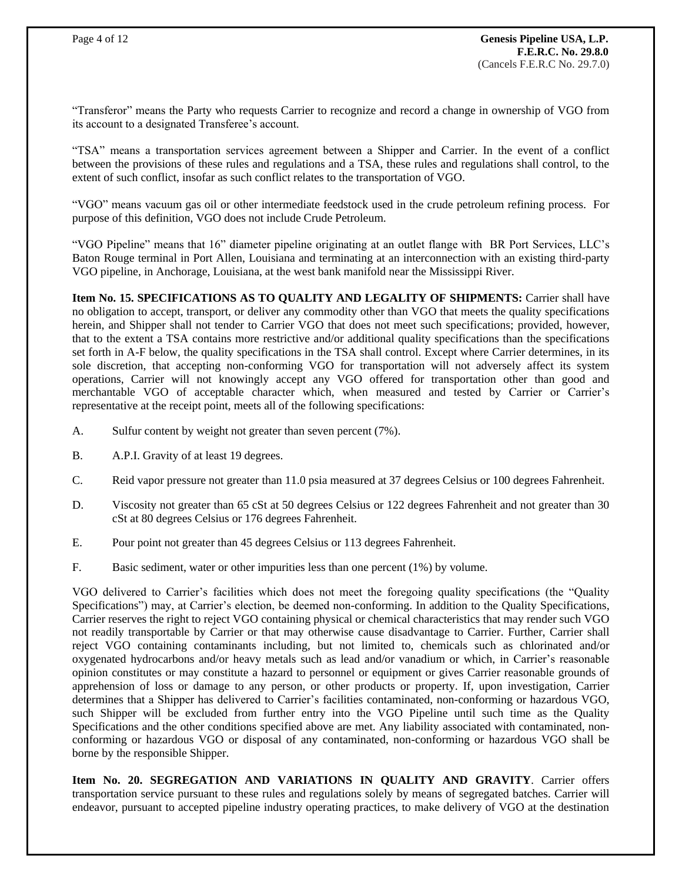"Transferor" means the Party who requests Carrier to recognize and record a change in ownership of VGO from its account to a designated Transferee's account.

"TSA" means a transportation services agreement between a Shipper and Carrier. In the event of a conflict between the provisions of these rules and regulations and a TSA, these rules and regulations shall control, to the extent of such conflict, insofar as such conflict relates to the transportation of VGO.

"VGO" means vacuum gas oil or other intermediate feedstock used in the crude petroleum refining process. For purpose of this definition, VGO does not include Crude Petroleum.

"VGO Pipeline" means that 16" diameter pipeline originating at an outlet flange with BR Port Services, LLC's Baton Rouge terminal in Port Allen, Louisiana and terminating at an interconnection with an existing third-party VGO pipeline, in Anchorage, Louisiana, at the west bank manifold near the Mississippi River.

**Item No. 15. SPECIFICATIONS AS TO QUALITY AND LEGALITY OF SHIPMENTS:** Carrier shall have no obligation to accept, transport, or deliver any commodity other than VGO that meets the quality specifications herein, and Shipper shall not tender to Carrier VGO that does not meet such specifications; provided, however, that to the extent a TSA contains more restrictive and/or additional quality specifications than the specifications set forth in A-F below, the quality specifications in the TSA shall control. Except where Carrier determines, in its sole discretion, that accepting non-conforming VGO for transportation will not adversely affect its system operations, Carrier will not knowingly accept any VGO offered for transportation other than good and merchantable VGO of acceptable character which, when measured and tested by Carrier or Carrier's representative at the receipt point, meets all of the following specifications:

A. Sulfur content by weight not greater than seven percent (7%).

B. A.P.I. Gravity of at least 19 degrees.

C. Reid vapor pressure not greater than 11.0 psia measured at 37 degrees Celsius or 100 degrees Fahrenheit.

D. Viscosity not greater than 65 cSt at 50 degrees Celsius or 122 degrees Fahrenheit and not greater than 30 cSt at 80 degrees Celsius or 176 degrees Fahrenheit.

E. Pour point not greater than 45 degrees Celsius or 113 degrees Fahrenheit.

F. Basic sediment, water or other impurities less than one percent (1%) by volume.

VGO delivered to Carrier's facilities which does not meet the foregoing quality specifications (the "Quality Specifications") may, at Carrier's election, be deemed non-conforming. In addition to the Quality Specifications, Carrier reserves the right to reject VGO containing physical or chemical characteristics that may render such VGO not readily transportable by Carrier or that may otherwise cause disadvantage to Carrier. Further, Carrier shall reject VGO containing contaminants including, but not limited to, chemicals such as chlorinated and/or oxygenated hydrocarbons and/or heavy metals such as lead and/or vanadium or which, in Carrier's reasonable opinion constitutes or may constitute a hazard to personnel or equipment or gives Carrier reasonable grounds of apprehension of loss or damage to any person, or other products or property. If, upon investigation, Carrier determines that a Shipper has delivered to Carrier's facilities contaminated, non-conforming or hazardous VGO, such Shipper will be excluded from further entry into the VGO Pipeline until such time as the Quality Specifications and the other conditions specified above are met. Any liability associated with contaminated, non-conforming or hazardous VGO or disposal of any contaminated, non-conforming or hazardous VGO shall be borne by the responsible Shipper.

**Item No. 20. SEGREGATION AND VARIATIONS IN QUALITY AND GRAVITY**. Carrier offers transportation service pursuant to these rules and regulations solely by means of segregated batches. Carrier will endeavor, pursuant to accepted pipeline industry operating practices, to make delivery of VGO at the destination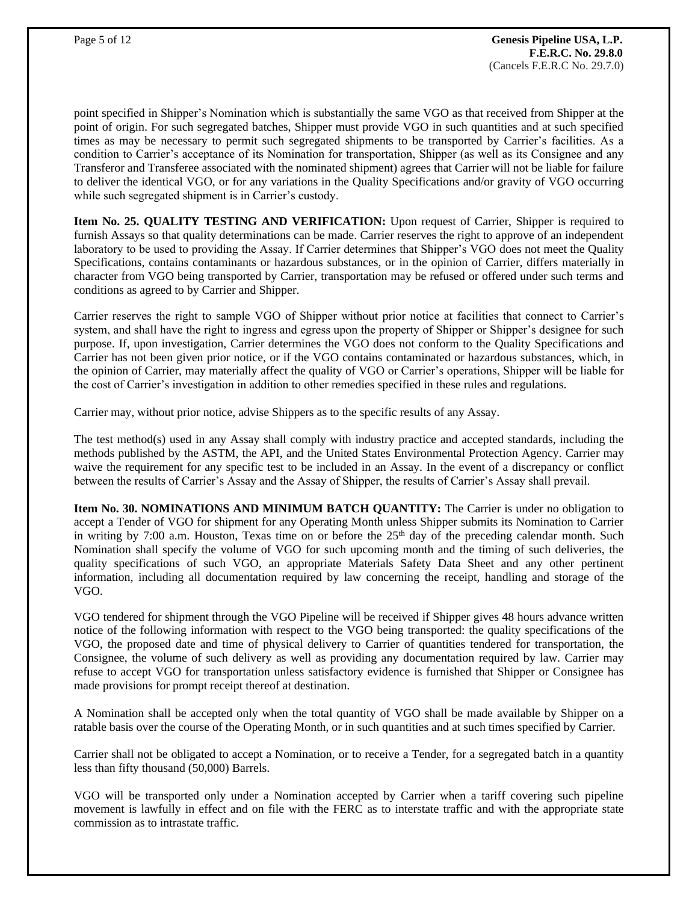point specified in Shipper's Nomination which is substantially the same VGO as that received from Shipper at the point of origin. For such segregated batches, Shipper must provide VGO in such quantities and at such specified times as may be necessary to permit such segregated shipments to be transported by Carrier's facilities. As a condition to Carrier's acceptance of its Nomination for transportation, Shipper (as well as its Consignee and any Transferor and Transferee associated with the nominated shipment) agrees that Carrier will not be liable for failure to deliver the identical VGO, or for any variations in the Quality Specifications and/or gravity of VGO occurring while such segregated shipment is in Carrier's custody.

**Item No. 25. QUALITY TESTING AND VERIFICATION:** Upon request of Carrier, Shipper is required to furnish Assays so that quality determinations can be made. Carrier reserves the right to approve of an independent laboratory to be used to providing the Assay. If Carrier determines that Shipper's VGO does not meet the Quality Specifications, contains contaminants or hazardous substances, or in the opinion of Carrier, differs materially in character from VGO being transported by Carrier, transportation may be refused or offered under such terms and conditions as agreed to by Carrier and Shipper.

Carrier reserves the right to sample VGO of Shipper without prior notice at facilities that connect to Carrier's system, and shall have the right to ingress and egress upon the property of Shipper or Shipper's designee for such purpose. If, upon investigation, Carrier determines the VGO does not conform to the Quality Specifications and Carrier has not been given prior notice, or if the VGO contains contaminated or hazardous substances, which, in the opinion of Carrier, may materially affect the quality of VGO or Carrier's operations, Shipper will be liable for the cost of Carrier's investigation in addition to other remedies specified in these rules and regulations.

Carrier may, without prior notice, advise Shippers as to the specific results of any Assay.

The test method(s) used in any Assay shall comply with industry practice and accepted standards, including the methods published by the ASTM, the API, and the United States Environmental Protection Agency. Carrier may waive the requirement for any specific test to be included in an Assay. In the event of a discrepancy or conflict between the results of Carrier's Assay and the Assay of Shipper, the results of Carrier's Assay shall prevail.

**Item No. 30. NOMINATIONS AND MINIMUM BATCH QUANTITY:** The Carrier is under no obligation to accept a Tender of VGO for shipment for any Operating Month unless Shipper submits its Nomination to Carrier in writing by 7:00 a.m. Houston, Texas time on or before the 25th day of the preceding calendar month. Such Nomination shall specify the volume of VGO for such upcoming month and the timing of such deliveries, the quality specifications of such VGO, an appropriate Materials Safety Data Sheet and any other pertinent information, including all documentation required by law concerning the receipt, handling and storage of the VGO.

VGO tendered for shipment through the VGO Pipeline will be received if Shipper gives 48 hours advance written notice of the following information with respect to the VGO being transported: the quality specifications of the VGO, the proposed date and time of physical delivery to Carrier of quantities tendered for transportation, the Consignee, the volume of such delivery as well as providing any documentation required by law. Carrier may refuse to accept VGO for transportation unless satisfactory evidence is furnished that Shipper or Consignee has made provisions for prompt receipt thereof at destination.

A Nomination shall be accepted only when the total quantity of VGO shall be made available by Shipper on a ratable basis over the course of the Operating Month, or in such quantities and at such times specified by Carrier.

Carrier shall not be obligated to accept a Nomination, or to receive a Tender, for a segregated batch in a quantity less than fifty thousand (50,000) Barrels.

VGO will be transported only under a Nomination accepted by Carrier when a tariff covering such pipeline movement is lawfully in effect and on file with the FERC as to interstate traffic and with the appropriate state commission as to intrastate traffic.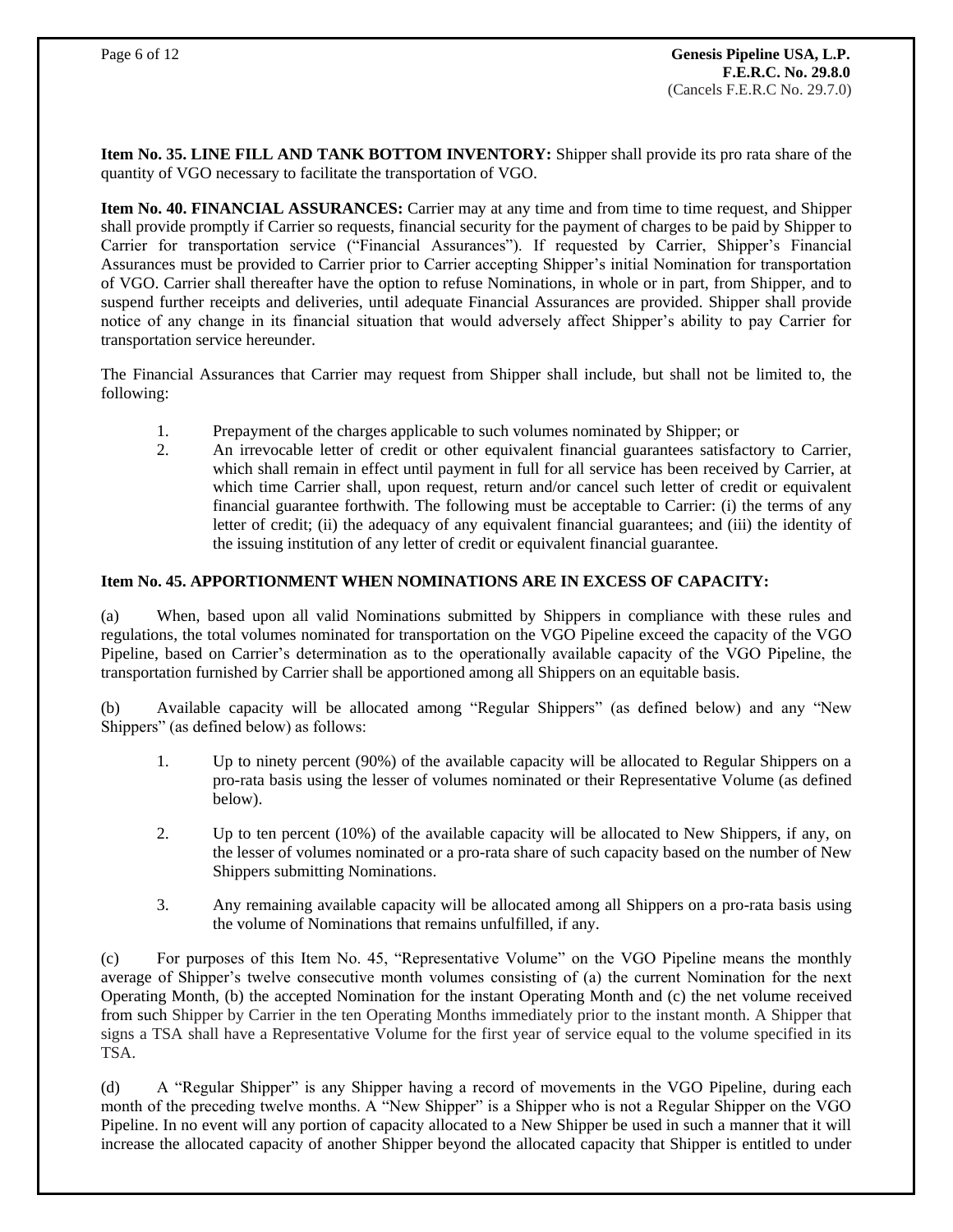**Item No. 35. LINE FILL AND TANK BOTTOM INVENTORY:** Shipper shall provide its pro rata share of the quantity of VGO necessary to facilitate the transportation of VGO.

**Item No. 40. FINANCIAL ASSURANCES:** Carrier may at any time and from time to time request, and Shipper shall provide promptly if Carrier so requests, financial security for the payment of charges to be paid by Shipper to Carrier for transportation service ("Financial Assurances"). If requested by Carrier, Shipper's Financial Assurances must be provided to Carrier prior to Carrier accepting Shipper's initial Nomination for transportation of VGO. Carrier shall thereafter have the option to refuse Nominations, in whole or in part, from Shipper, and to suspend further receipts and deliveries, until adequate Financial Assurances are provided. Shipper shall provide notice of any change in its financial situation that would adversely affect Shipper's ability to pay Carrier for transportation service hereunder.

The Financial Assurances that Carrier may request from Shipper shall include, but shall not be limited to, the following:

1. Prepayment of the charges applicable to such volumes nominated by Shipper; or
2. An irrevocable letter of credit or other equivalent financial guarantees satisfactory to Carrier, which shall remain in effect until payment in full for all service has been received by Carrier, at which time Carrier shall, upon request, return and/or cancel such letter of credit or equivalent financial guarantee forthwith. The following must be acceptable to Carrier: (i) the terms of any letter of credit; (ii) the adequacy of any equivalent financial guarantees; and (iii) the identity of the issuing institution of any letter of credit or equivalent financial guarantee.

**Item No. 45. APPORTIONMENT WHEN NOMINATIONS ARE IN EXCESS OF CAPACITY:**

(a) When, based upon all valid Nominations submitted by Shippers in compliance with these rules and regulations, the total volumes nominated for transportation on the VGO Pipeline exceed the capacity of the VGO Pipeline, based on Carrier's determination as to the operationally available capacity of the VGO Pipeline, the transportation furnished by Carrier shall be apportioned among all Shippers on an equitable basis.

(b) Available capacity will be allocated among "Regular Shippers" (as defined below) and any "New Shippers" (as defined below) as follows:

1. Up to ninety percent (90%) of the available capacity will be allocated to Regular Shippers on a pro-rata basis using the lesser of volumes nominated or their Representative Volume (as defined below).

2. Up to ten percent (10%) of the available capacity will be allocated to New Shippers, if any, on the lesser of volumes nominated or a pro-rata share of such capacity based on the number of New Shippers submitting Nominations.

3. Any remaining available capacity will be allocated among all Shippers on a pro-rata basis using the volume of Nominations that remains unfulfilled, if any.

(c) For purposes of this Item No. 45, "Representative Volume" on the VGO Pipeline means the monthly average of Shipper's twelve consecutive month volumes consisting of (a) the current Nomination for the next Operating Month, (b) the accepted Nomination for the instant Operating Month and (c) the net volume received from such Shipper by Carrier in the ten Operating Months immediately prior to the instant month. A Shipper that signs a TSA shall have a Representative Volume for the first year of service equal to the volume specified in its TSA.

(d) A "Regular Shipper" is any Shipper having a record of movements in the VGO Pipeline, during each month of the preceding twelve months. A "New Shipper" is a Shipper who is not a Regular Shipper on the VGO Pipeline. In no event will any portion of capacity allocated to a New Shipper be used in such a manner that it will increase the allocated capacity of another Shipper beyond the allocated capacity that Shipper is entitled to under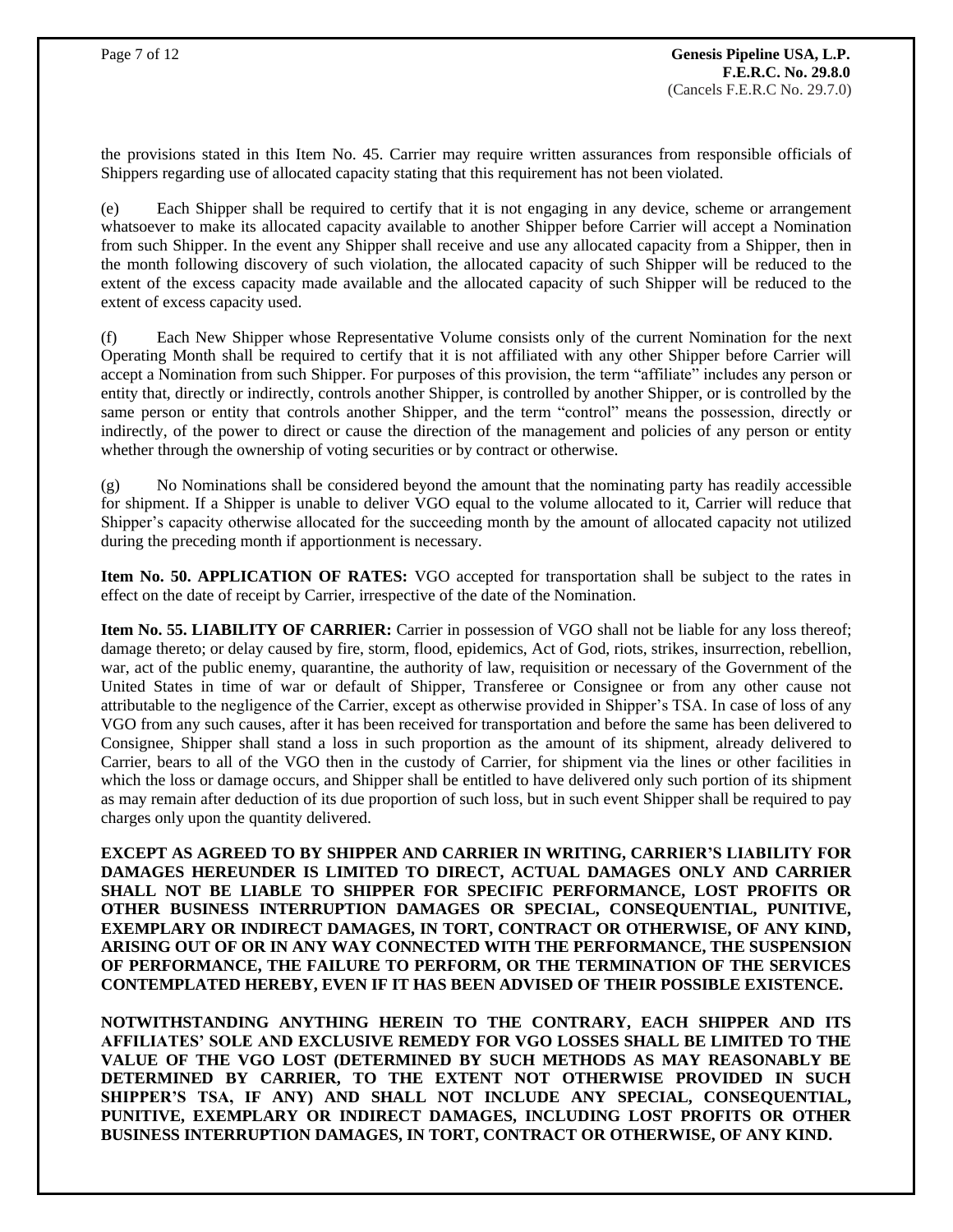the provisions stated in this Item No. 45. Carrier may require written assurances from responsible officials of Shippers regarding use of allocated capacity stating that this requirement has not been violated.

(e) Each Shipper shall be required to certify that it is not engaging in any device, scheme or arrangement whatsoever to make its allocated capacity available to another Shipper before Carrier will accept a Nomination from such Shipper. In the event any Shipper shall receive and use any allocated capacity from a Shipper, then in the month following discovery of such violation, the allocated capacity of such Shipper will be reduced to the extent of the excess capacity made available and the allocated capacity of such Shipper will be reduced to the extent of excess capacity used.

(f) Each New Shipper whose Representative Volume consists only of the current Nomination for the next Operating Month shall be required to certify that it is not affiliated with any other Shipper before Carrier will accept a Nomination from such Shipper. For purposes of this provision, the term "affiliate" includes any person or entity that, directly or indirectly, controls another Shipper, is controlled by another Shipper, or is controlled by the same person or entity that controls another Shipper, and the term "control" means the possession, directly or indirectly, of the power to direct or cause the direction of the management and policies of any person or entity whether through the ownership of voting securities or by contract or otherwise.

(g) No Nominations shall be considered beyond the amount that the nominating party has readily accessible for shipment. If a Shipper is unable to deliver VGO equal to the volume allocated to it, Carrier will reduce that Shipper's capacity otherwise allocated for the succeeding month by the amount of allocated capacity not utilized during the preceding month if apportionment is necessary.

**Item No. 50. APPLICATION OF RATES:** VGO accepted for transportation shall be subject to the rates in effect on the date of receipt by Carrier, irrespective of the date of the Nomination.

**Item No. 55. LIABILITY OF CARRIER:** Carrier in possession of VGO shall not be liable for any loss thereof; damage thereto; or delay caused by fire, storm, flood, epidemics, Act of God, riots, strikes, insurrection, rebellion, war, act of the public enemy, quarantine, the authority of law, requisition or necessary of the Government of the United States in time of war or default of Shipper, Transferee or Consignee or from any other cause not attributable to the negligence of the Carrier, except as otherwise provided in Shipper's TSA. In case of loss of any VGO from any such causes, after it has been received for transportation and before the same has been delivered to Consignee, Shipper shall stand a loss in such proportion as the amount of its shipment, already delivered to Carrier, bears to all of the VGO then in the custody of Carrier, for shipment via the lines or other facilities in which the loss or damage occurs, and Shipper shall be entitled to have delivered only such portion of its shipment as may remain after deduction of its due proportion of such loss, but in such event Shipper shall be required to pay charges only upon the quantity delivered.

**EXCEPT AS AGREED TO BY SHIPPER AND CARRIER IN WRITING, CARRIER'S LIABILITY FOR DAMAGES HEREUNDER IS LIMITED TO DIRECT, ACTUAL DAMAGES ONLY AND CARRIER SHALL NOT BE LIABLE TO SHIPPER FOR SPECIFIC PERFORMANCE, LOST PROFITS OR OTHER BUSINESS INTERRUPTION DAMAGES OR SPECIAL, CONSEQUENTIAL, PUNITIVE, EXEMPLARY OR INDIRECT DAMAGES, IN TORT, CONTRACT OR OTHERWISE, OF ANY KIND, ARISING OUT OF OR IN ANY WAY CONNECTED WITH THE PERFORMANCE, THE SUSPENSION OF PERFORMANCE, THE FAILURE TO PERFORM, OR THE TERMINATION OF THE SERVICES CONTEMPLATED HEREBY, EVEN IF IT HAS BEEN ADVISED OF THEIR POSSIBLE EXISTENCE.**

**NOTWITHSTANDING ANYTHING HEREIN TO THE CONTRARY, EACH SHIPPER AND ITS AFFILIATES' SOLE AND EXCLUSIVE REMEDY FOR VGO LOSSES SHALL BE LIMITED TO THE VALUE OF THE VGO LOST (DETERMINED BY SUCH METHODS AS MAY REASONABLY BE DETERMINED BY CARRIER, TO THE EXTENT NOT OTHERWISE PROVIDED IN SUCH SHIPPER'S TSA, IF ANY) AND SHALL NOT INCLUDE ANY SPECIAL, CONSEQUENTIAL, PUNITIVE, EXEMPLARY OR INDIRECT DAMAGES, INCLUDING LOST PROFITS OR OTHER BUSINESS INTERRUPTION DAMAGES, IN TORT, CONTRACT OR OTHERWISE, OF ANY KIND.**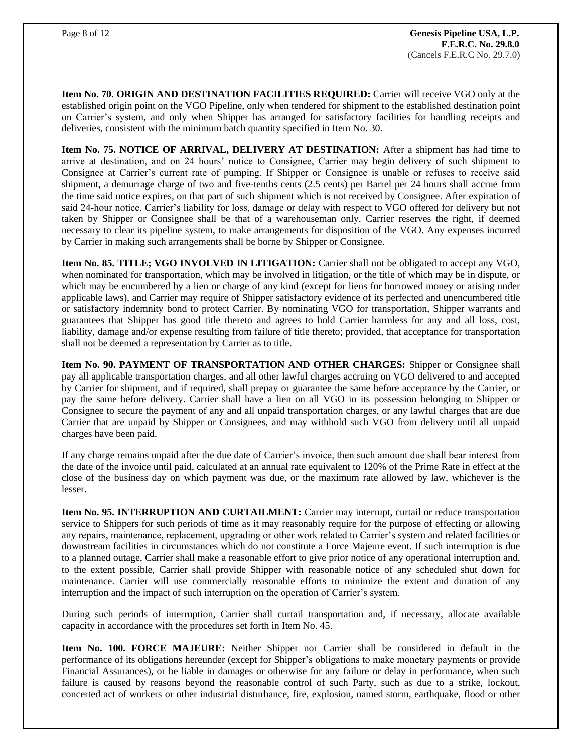**Item No. 70. ORIGIN AND DESTINATION FACILITIES REQUIRED:** Carrier will receive VGO only at the established origin point on the VGO Pipeline, only when tendered for shipment to the established destination point on Carrier's system, and only when Shipper has arranged for satisfactory facilities for handling receipts and deliveries, consistent with the minimum batch quantity specified in Item No. 30.

**Item No. 75. NOTICE OF ARRIVAL, DELIVERY AT DESTINATION:** After a shipment has had time to arrive at destination, and on 24 hours' notice to Consignee, Carrier may begin delivery of such shipment to Consignee at Carrier's current rate of pumping. If Shipper or Consignee is unable or refuses to receive said shipment, a demurrage charge of two and five-tenths cents (2.5 cents) per Barrel per 24 hours shall accrue from the time said notice expires, on that part of such shipment which is not received by Consignee. After expiration of said 24-hour notice, Carrier's liability for loss, damage or delay with respect to VGO offered for delivery but not taken by Shipper or Consignee shall be that of a warehouseman only. Carrier reserves the right, if deemed necessary to clear its pipeline system, to make arrangements for disposition of the VGO. Any expenses incurred by Carrier in making such arrangements shall be borne by Shipper or Consignee.

**Item No. 85. TITLE; VGO INVOLVED IN LITIGATION:** Carrier shall not be obligated to accept any VGO, when nominated for transportation, which may be involved in litigation, or the title of which may be in dispute, or which may be encumbered by a lien or charge of any kind (except for liens for borrowed money or arising under applicable laws), and Carrier may require of Shipper satisfactory evidence of its perfected and unencumbered title or satisfactory indemnity bond to protect Carrier. By nominating VGO for transportation, Shipper warrants and guarantees that Shipper has good title thereto and agrees to hold Carrier harmless for any and all loss, cost, liability, damage and/or expense resulting from failure of title thereto; provided, that acceptance for transportation shall not be deemed a representation by Carrier as to title.

**Item No. 90. PAYMENT OF TRANSPORTATION AND OTHER CHARGES:** Shipper or Consignee shall pay all applicable transportation charges, and all other lawful charges accruing on VGO delivered to and accepted by Carrier for shipment, and if required, shall prepay or guarantee the same before acceptance by the Carrier, or pay the same before delivery. Carrier shall have a lien on all VGO in its possession belonging to Shipper or Consignee to secure the payment of any and all unpaid transportation charges, or any lawful charges that are due Carrier that are unpaid by Shipper or Consignees, and may withhold such VGO from delivery until all unpaid charges have been paid.

If any charge remains unpaid after the due date of Carrier's invoice, then such amount due shall bear interest from the date of the invoice until paid, calculated at an annual rate equivalent to 120% of the Prime Rate in effect at the close of the business day on which payment was due, or the maximum rate allowed by law, whichever is the lesser.

**Item No. 95. INTERRUPTION AND CURTAILMENT:** Carrier may interrupt, curtail or reduce transportation service to Shippers for such periods of time as it may reasonably require for the purpose of effecting or allowing any repairs, maintenance, replacement, upgrading or other work related to Carrier's system and related facilities or downstream facilities in circumstances which do not constitute a Force Majeure event. If such interruption is due to a planned outage, Carrier shall make a reasonable effort to give prior notice of any operational interruption and, to the extent possible, Carrier shall provide Shipper with reasonable notice of any scheduled shut down for maintenance. Carrier will use commercially reasonable efforts to minimize the extent and duration of any interruption and the impact of such interruption on the operation of Carrier's system.

During such periods of interruption, Carrier shall curtail transportation and, if necessary, allocate available capacity in accordance with the procedures set forth in Item No. 45.

**Item No. 100. FORCE MAJEURE:** Neither Shipper nor Carrier shall be considered in default in the performance of its obligations hereunder (except for Shipper's obligations to make monetary payments or provide Financial Assurances), or be liable in damages or otherwise for any failure or delay in performance, when such failure is caused by reasons beyond the reasonable control of such Party, such as due to a strike, lockout, concerted act of workers or other industrial disturbance, fire, explosion, named storm, earthquake, flood or other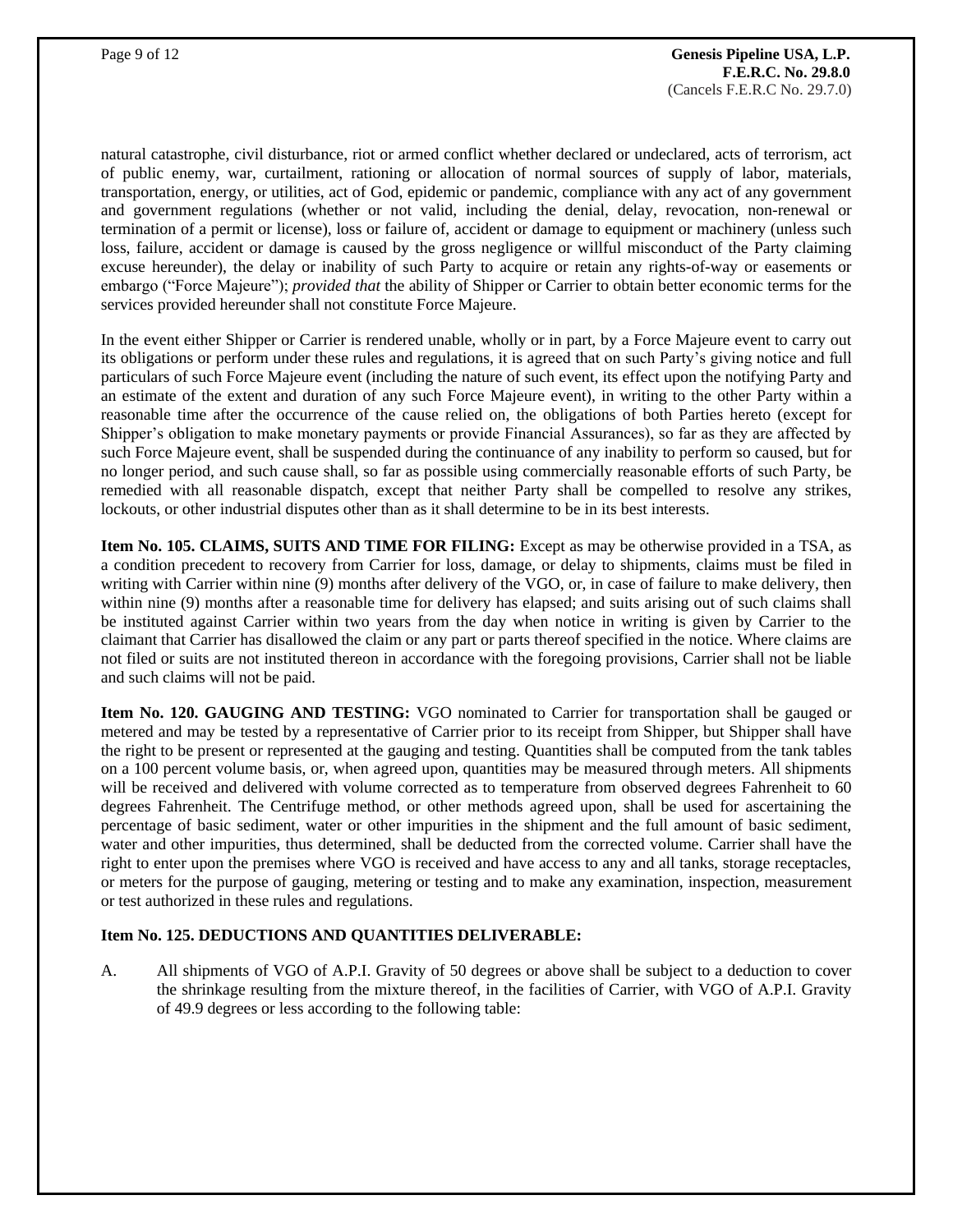natural catastrophe, civil disturbance, riot or armed conflict whether declared or undeclared, acts of terrorism, act of public enemy, war, curtailment, rationing or allocation of normal sources of supply of labor, materials, transportation, energy, or utilities, act of God, epidemic or pandemic, compliance with any act of any government and government regulations (whether or not valid, including the denial, delay, revocation, non-renewal or termination of a permit or license), loss or failure of, accident or damage to equipment or machinery (unless such loss, failure, accident or damage is caused by the gross negligence or willful misconduct of the Party claiming excuse hereunder), the delay or inability of such Party to acquire or retain any rights-of-way or easements or embargo ("Force Majeure"); *provided that* the ability of Shipper or Carrier to obtain better economic terms for the services provided hereunder shall not constitute Force Majeure.

In the event either Shipper or Carrier is rendered unable, wholly or in part, by a Force Majeure event to carry out its obligations or perform under these rules and regulations, it is agreed that on such Party's giving notice and full particulars of such Force Majeure event (including the nature of such event, its effect upon the notifying Party and an estimate of the extent and duration of any such Force Majeure event), in writing to the other Party within a reasonable time after the occurrence of the cause relied on, the obligations of both Parties hereto (except for Shipper's obligation to make monetary payments or provide Financial Assurances), so far as they are affected by such Force Majeure event, shall be suspended during the continuance of any inability to perform so caused, but for no longer period, and such cause shall, so far as possible using commercially reasonable efforts of such Party, be remedied with all reasonable dispatch, except that neither Party shall be compelled to resolve any strikes, lockouts, or other industrial disputes other than as it shall determine to be in its best interests.

**Item No. 105. CLAIMS, SUITS AND TIME FOR FILING:** Except as may be otherwise provided in a TSA, as a condition precedent to recovery from Carrier for loss, damage, or delay to shipments, claims must be filed in writing with Carrier within nine (9) months after delivery of the VGO, or, in case of failure to make delivery, then within nine (9) months after a reasonable time for delivery has elapsed; and suits arising out of such claims shall be instituted against Carrier within two years from the day when notice in writing is given by Carrier to the claimant that Carrier has disallowed the claim or any part or parts thereof specified in the notice. Where claims are not filed or suits are not instituted thereon in accordance with the foregoing provisions, Carrier shall not be liable and such claims will not be paid.

**Item No. 120. GAUGING AND TESTING:** VGO nominated to Carrier for transportation shall be gauged or metered and may be tested by a representative of Carrier prior to its receipt from Shipper, but Shipper shall have the right to be present or represented at the gauging and testing. Quantities shall be computed from the tank tables on a 100 percent volume basis, or, when agreed upon, quantities may be measured through meters. All shipments will be received and delivered with volume corrected as to temperature from observed degrees Fahrenheit to 60 degrees Fahrenheit. The Centrifuge method, or other methods agreed upon, shall be used for ascertaining the percentage of basic sediment, water or other impurities in the shipment and the full amount of basic sediment, water and other impurities, thus determined, shall be deducted from the corrected volume. Carrier shall have the right to enter upon the premises where VGO is received and have access to any and all tanks, storage receptacles, or meters for the purpose of gauging, metering or testing and to make any examination, inspection, measurement or test authorized in these rules and regulations.

**Item No. 125. DEDUCTIONS AND QUANTITIES DELIVERABLE:**

A. All shipments of VGO of A.P.I. Gravity of 50 degrees or above shall be subject to a deduction to cover the shrinkage resulting from the mixture thereof, in the facilities of Carrier, with VGO of A.P.I. Gravity of 49.9 degrees or less according to the following table: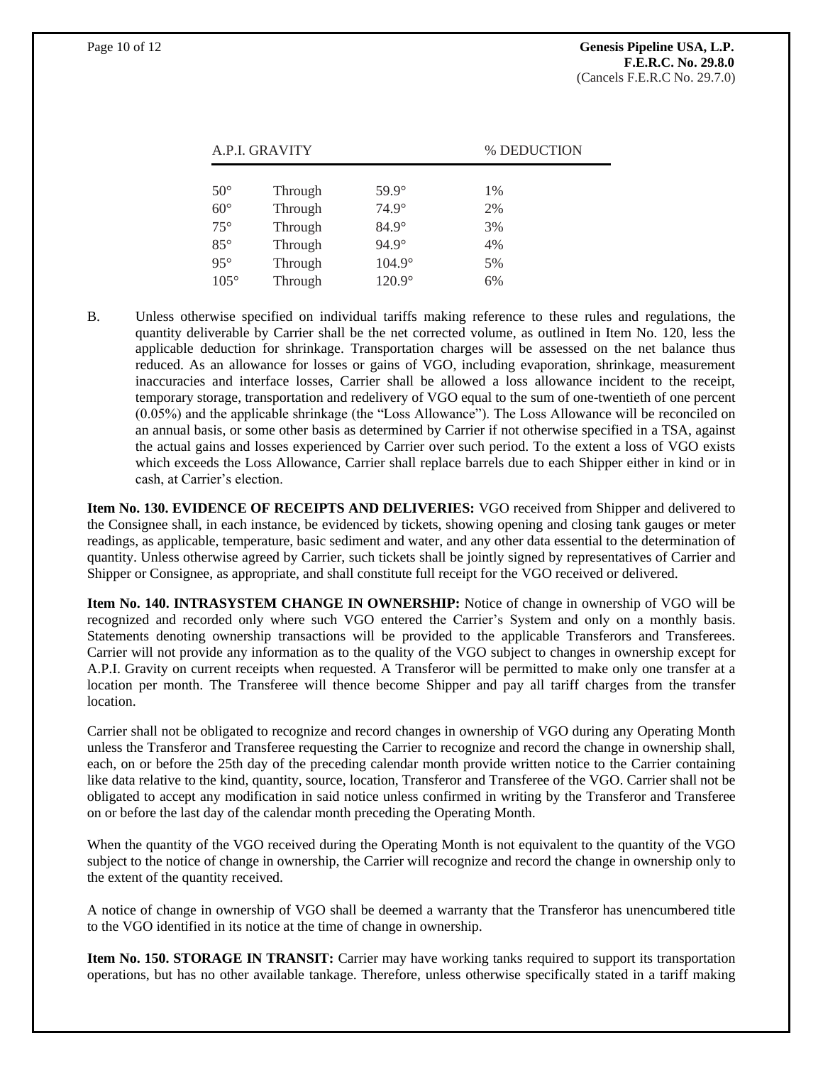| A.P.I. GRAVITY | | | % DEDUCTION |
|---|---|---|---|
| 50° | Through | 59.9° | 1% |
| 60° | Through | 74.9° | 2% |
| 75° | Through | 84.9° | 3% |
| 85° | Through | 94.9° | 4% |
| 95° | Through | 104.9° | 5% |
| 105° | Through | 120.9° | 6% |

B. Unless otherwise specified on individual tariffs making reference to these rules and regulations, the quantity deliverable by Carrier shall be the net corrected volume, as outlined in Item No. 120, less the applicable deduction for shrinkage. Transportation charges will be assessed on the net balance thus reduced. As an allowance for losses or gains of VGO, including evaporation, shrinkage, measurement inaccuracies and interface losses, Carrier shall be allowed a loss allowance incident to the receipt, temporary storage, transportation and redelivery of VGO equal to the sum of one-twentieth of one percent (0.05%) and the applicable shrinkage (the "Loss Allowance"). The Loss Allowance will be reconciled on an annual basis, or some other basis as determined by Carrier if not otherwise specified in a TSA, against the actual gains and losses experienced by Carrier over such period. To the extent a loss of VGO exists which exceeds the Loss Allowance, Carrier shall replace barrels due to each Shipper either in kind or in cash, at Carrier's election.

**Item No. 130. EVIDENCE OF RECEIPTS AND DELIVERIES:** VGO received from Shipper and delivered to the Consignee shall, in each instance, be evidenced by tickets, showing opening and closing tank gauges or meter readings, as applicable, temperature, basic sediment and water, and any other data essential to the determination of quantity. Unless otherwise agreed by Carrier, such tickets shall be jointly signed by representatives of Carrier and Shipper or Consignee, as appropriate, and shall constitute full receipt for the VGO received or delivered.

**Item No. 140. INTRASYSTEM CHANGE IN OWNERSHIP:** Notice of change in ownership of VGO will be recognized and recorded only where such VGO entered the Carrier's System and only on a monthly basis. Statements denoting ownership transactions will be provided to the applicable Transferors and Transferees. Carrier will not provide any information as to the quality of the VGO subject to changes in ownership except for A.P.I. Gravity on current receipts when requested. A Transferor will be permitted to make only one transfer at a location per month. The Transferee will thence become Shipper and pay all tariff charges from the transfer location.

Carrier shall not be obligated to recognize and record changes in ownership of VGO during any Operating Month unless the Transferor and Transferee requesting the Carrier to recognize and record the change in ownership shall, each, on or before the 25th day of the preceding calendar month provide written notice to the Carrier containing like data relative to the kind, quantity, source, location, Transferor and Transferee of the VGO. Carrier shall not be obligated to accept any modification in said notice unless confirmed in writing by the Transferor and Transferee on or before the last day of the calendar month preceding the Operating Month.

When the quantity of the VGO received during the Operating Month is not equivalent to the quantity of the VGO subject to the notice of change in ownership, the Carrier will recognize and record the change in ownership only to the extent of the quantity received.

A notice of change in ownership of VGO shall be deemed a warranty that the Transferor has unencumbered title to the VGO identified in its notice at the time of change in ownership.

**Item No. 150. STORAGE IN TRANSIT:** Carrier may have working tanks required to support its transportation operations, but has no other available tankage. Therefore, unless otherwise specifically stated in a tariff making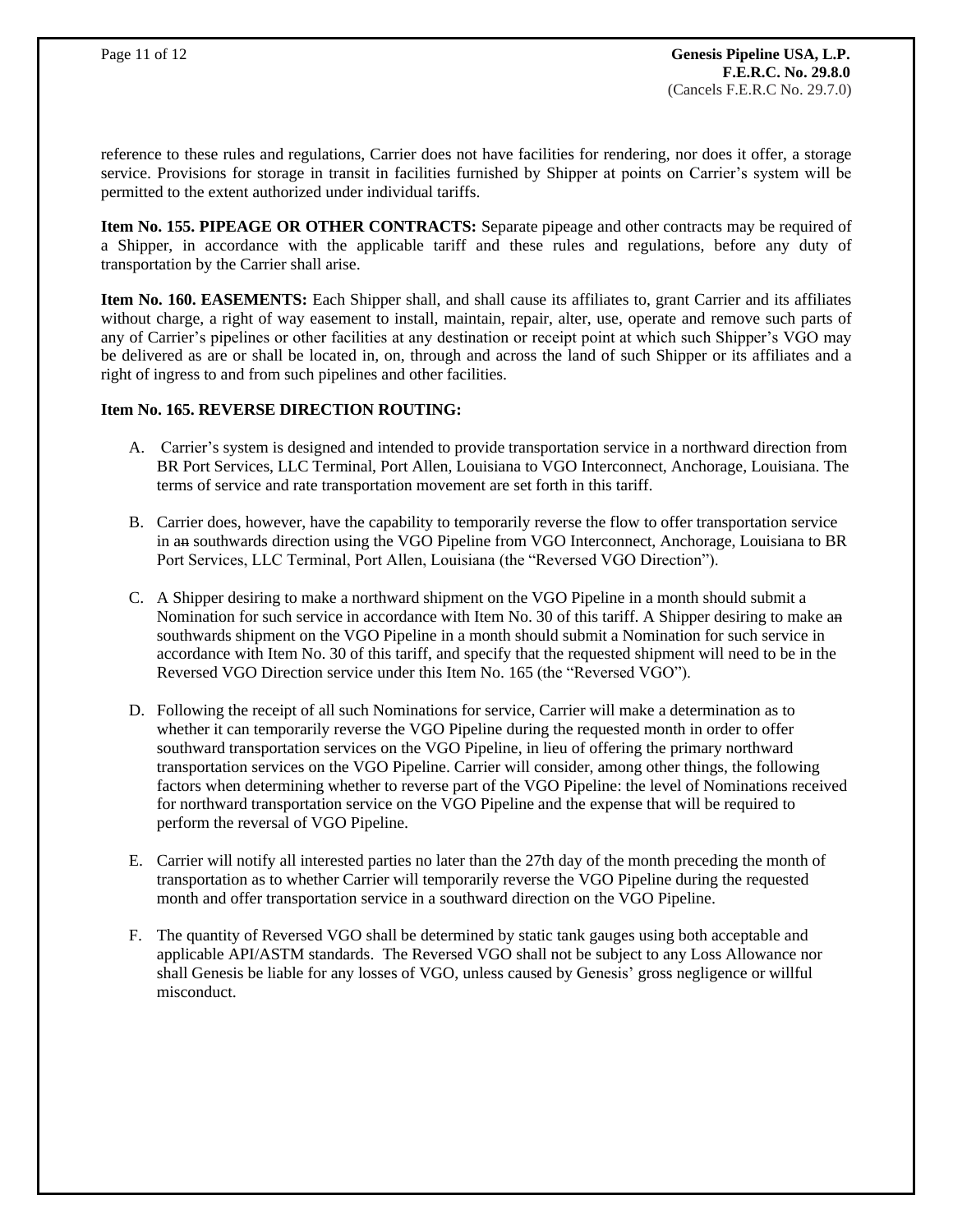reference to these rules and regulations, Carrier does not have facilities for rendering, nor does it offer, a storage service. Provisions for storage in transit in facilities furnished by Shipper at points on Carrier's system will be permitted to the extent authorized under individual tariffs.

**Item No. 155. PIPEAGE OR OTHER CONTRACTS:** Separate pipeage and other contracts may be required of a Shipper, in accordance with the applicable tariff and these rules and regulations, before any duty of transportation by the Carrier shall arise.

**Item No. 160. EASEMENTS:** Each Shipper shall, and shall cause its affiliates to, grant Carrier and its affiliates without charge, a right of way easement to install, maintain, repair, alter, use, operate and remove such parts of any of Carrier's pipelines or other facilities at any destination or receipt point at which such Shipper's VGO may be delivered as are or shall be located in, on, through and across the land of such Shipper or its affiliates and a right of ingress to and from such pipelines and other facilities.

**Item No. 165. REVERSE DIRECTION ROUTING:**

A. Carrier's system is designed and intended to provide transportation service in a northward direction from BR Port Services, LLC Terminal, Port Allen, Louisiana to VGO Interconnect, Anchorage, Louisiana. The terms of service and rate transportation movement are set forth in this tariff.

B. Carrier does, however, have the capability to temporarily reverse the flow to offer transportation service in ~~an~~ southwards direction using the VGO Pipeline from VGO Interconnect, Anchorage, Louisiana to BR Port Services, LLC Terminal, Port Allen, Louisiana (the "Reversed VGO Direction").

C. A Shipper desiring to make a northward shipment on the VGO Pipeline in a month should submit a Nomination for such service in accordance with Item No. 30 of this tariff. A Shipper desiring to make ~~an~~ southwards shipment on the VGO Pipeline in a month should submit a Nomination for such service in accordance with Item No. 30 of this tariff, and specify that the requested shipment will need to be in the Reversed VGO Direction service under this Item No. 165 (the "Reversed VGO").

D. Following the receipt of all such Nominations for service, Carrier will make a determination as to whether it can temporarily reverse the VGO Pipeline during the requested month in order to offer southward transportation services on the VGO Pipeline, in lieu of offering the primary northward transportation services on the VGO Pipeline. Carrier will consider, among other things, the following factors when determining whether to reverse part of the VGO Pipeline: the level of Nominations received for northward transportation service on the VGO Pipeline and the expense that will be required to perform the reversal of VGO Pipeline.

E. Carrier will notify all interested parties no later than the 27th day of the month preceding the month of transportation as to whether Carrier will temporarily reverse the VGO Pipeline during the requested month and offer transportation service in a southward direction on the VGO Pipeline.

F. The quantity of Reversed VGO shall be determined by static tank gauges using both acceptable and applicable API/ASTM standards. The Reversed VGO shall not be subject to any Loss Allowance nor shall Genesis be liable for any losses of VGO, unless caused by Genesis' gross negligence or willful misconduct.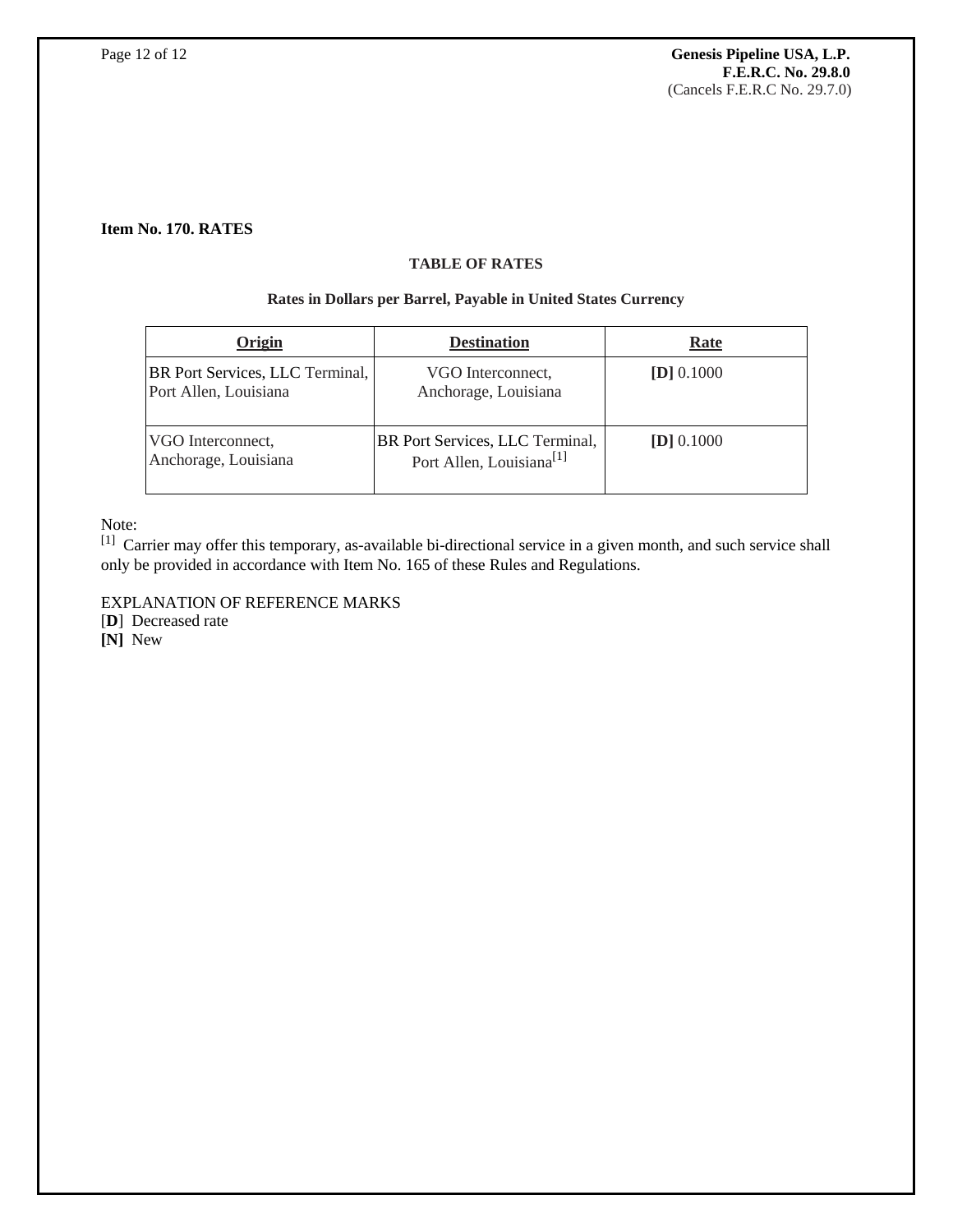**Genesis Pipeline USA, L.P.**
**F.E.R.C. No. 29.8.0**
(Cancels F.E.R.C No. 29.7.0)

**Item No. 170. RATES**

**TABLE OF RATES**

**Rates in Dollars per Barrel, Payable in United States Currency**

| Origin | Destination | Rate |
|---|---|---|
| BR Port Services, LLC Terminal, Port Allen, Louisiana | VGO Interconnect, Anchorage, Louisiana | **[D]** 0.1000 |
| VGO Interconnect, Anchorage, Louisiana | BR Port Services, LLC Terminal, Port Allen, Louisiana[1] | **[D]** 0.1000 |

Note:
[1] Carrier may offer this temporary, as-available bi-directional service in a given month, and such service shall only be provided in accordance with Item No. 165 of these Rules and Regulations.

EXPLANATION OF REFERENCE MARKS
[**D**] Decreased rate
**[N]** New